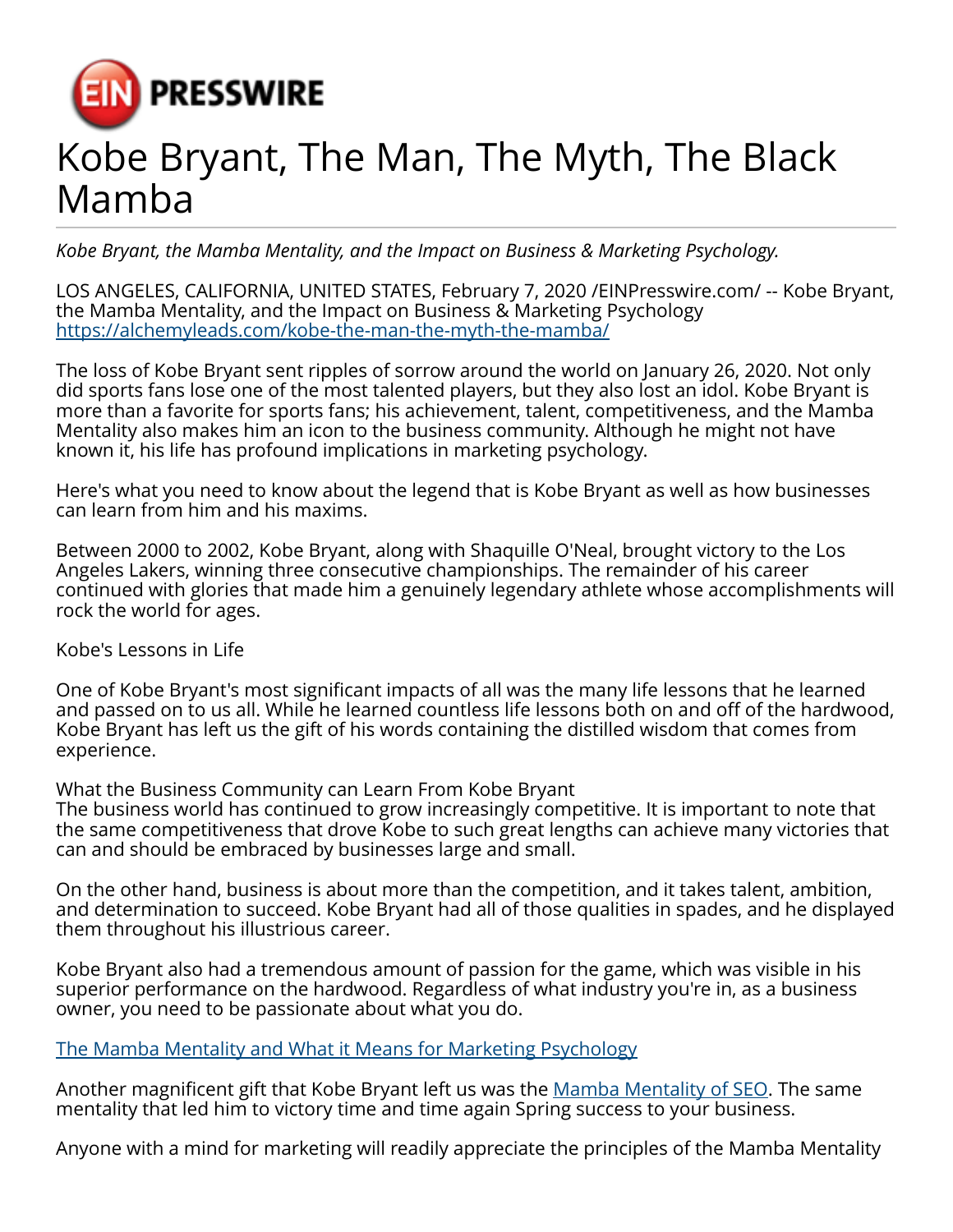# Kobe Bryant, The Man, The Myth, The Black Mamba

*Kobe Bryant, the Mamba Mentality, and the Impact on Business & Marketing Psychology.*

LOS ANGELES, CALIFORNIA, UNITED STATES, February 7, 2020 /EINPresswire.com/ -- Kobe Bryant, the Mamba Mentality, and the Impact on Business & Marketing Psychology https://alchemyleads.com/kobe-the-man-the-myth-the-mamba/

The loss of Kobe Bryant sent ripples of sorrow around the world on January 26, 2020. Not only did sports fans lose one of the most talented players, but they also lost an idol. Kobe Bryant is more than a favorite for sports fans; his achievement, talent, competitiveness, and the Mamba Mentality also makes him an icon to the business community. Although he might not have known it, his life has profound implications in marketing psychology.

Here's what you need to know about the legend that is Kobe Bryant as well as how businesses can learn from him and his maxims.

Between 2000 to 2002, Kobe Bryant, along with Shaquille O'Neal, brought victory to the Los Angeles Lakers, winning three consecutive championships. The remainder of his career continued with glories that made him a genuinely legendary athlete whose accomplishments will rock the world for ages.

Kobe's Lessons in Life

One of Kobe Bryant's most significant impacts of all was the many life lessons that he learned and passed on to us all. While he learned countless life lessons both on and off of the hardwood, Kobe Bryant has left us the gift of his words containing the distilled wisdom that comes from experience.

What the Business Community can Learn From Kobe Bryant
The business world has continued to grow increasingly competitive. It is important to note that the same competitiveness that drove Kobe to such great lengths can achieve many victories that can and should be embraced by businesses large and small.

On the other hand, business is about more than the competition, and it takes talent, ambition, and determination to succeed. Kobe Bryant had all of those qualities in spades, and he displayed them throughout his illustrious career.

Kobe Bryant also had a tremendous amount of passion for the game, which was visible in his superior performance on the hardwood. Regardless of what industry you're in, as a business owner, you need to be passionate about what you do.

The Mamba Mentality and What it Means for Marketing Psychology

Another magnificent gift that Kobe Bryant left us was the Mamba Mentality of SEO. The same mentality that led him to victory time and time again Spring success to your business.

Anyone with a mind for marketing will readily appreciate the principles of the Mamba Mentality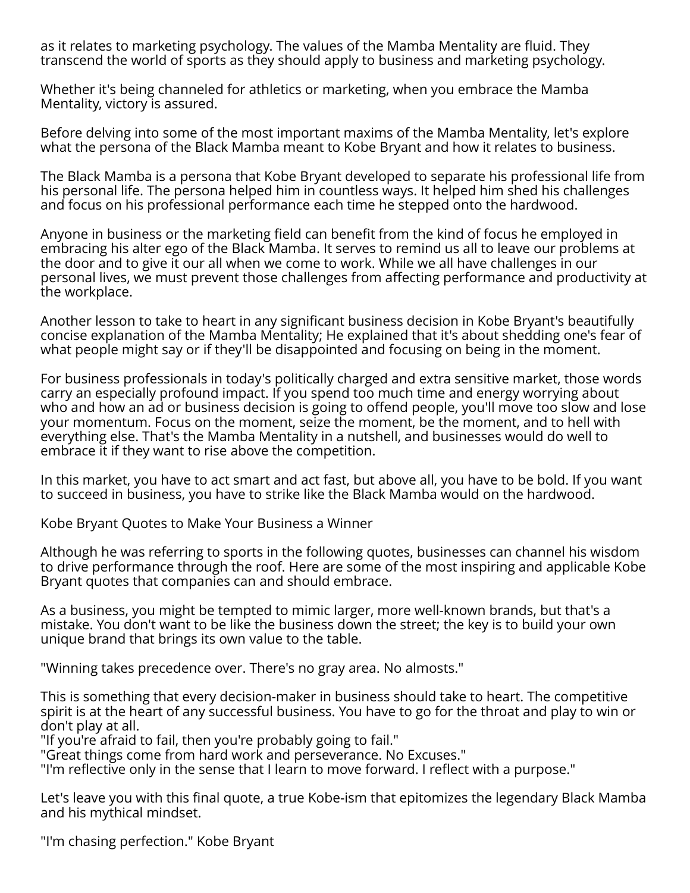as it relates to marketing psychology. The values of the Mamba Mentality are fluid. They transcend the world of sports as they should apply to business and marketing psychology.

Whether it's being channeled for athletics or marketing, when you embrace the Mamba Mentality, victory is assured.

Before delving into some of the most important maxims of the Mamba Mentality, let's explore what the persona of the Black Mamba meant to Kobe Bryant and how it relates to business.

The Black Mamba is a persona that Kobe Bryant developed to separate his professional life from his personal life. The persona helped him in countless ways. It helped him shed his challenges and focus on his professional performance each time he stepped onto the hardwood.

Anyone in business or the marketing field can benefit from the kind of focus he employed in embracing his alter ego of the Black Mamba. It serves to remind us all to leave our problems at the door and to give it our all when we come to work. While we all have challenges in our personal lives, we must prevent those challenges from affecting performance and productivity at the workplace.

Another lesson to take to heart in any significant business decision in Kobe Bryant's beautifully concise explanation of the Mamba Mentality; He explained that it's about shedding one's fear of what people might say or if they'll be disappointed and focusing on being in the moment.

For business professionals in today's politically charged and extra sensitive market, those words carry an especially profound impact. If you spend too much time and energy worrying about who and how an ad or business decision is going to offend people, you'll move too slow and lose your momentum. Focus on the moment, seize the moment, be the moment, and to hell with everything else. That's the Mamba Mentality in a nutshell, and businesses would do well to embrace it if they want to rise above the competition.

In this market, you have to act smart and act fast, but above all, you have to be bold. If you want to succeed in business, you have to strike like the Black Mamba would on the hardwood.

## Kobe Bryant Quotes to Make Your Business a Winner

Although he was referring to sports in the following quotes, businesses can channel his wisdom to drive performance through the roof. Here are some of the most inspiring and applicable Kobe Bryant quotes that companies can and should embrace.

As a business, you might be tempted to mimic larger, more well-known brands, but that's a mistake. You don't want to be like the business down the street; the key is to build your own unique brand that brings its own value to the table.

"Winning takes precedence over. There's no gray area. No almosts."

This is something that every decision-maker in business should take to heart. The competitive spirit is at the heart of any successful business. You have to go for the throat and play to win or don't play at all.
"If you're afraid to fail, then you're probably going to fail."
"Great things come from hard work and perseverance. No Excuses."
"I'm reflective only in the sense that I learn to move forward. I reflect with a purpose."

Let's leave you with this final quote, a true Kobe-ism that epitomizes the legendary Black Mamba and his mythical mindset.

"I'm chasing perfection." Kobe Bryant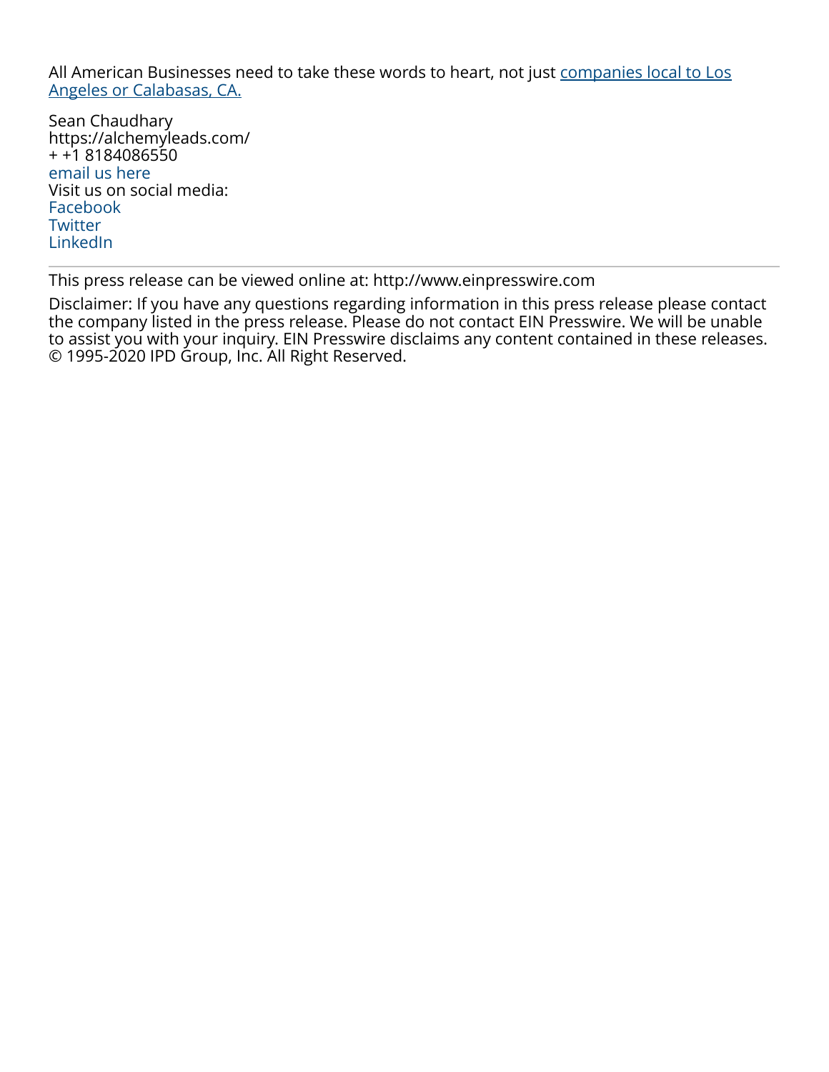All American Businesses need to take these words to heart, not just companies local to Los Angeles or Calabasas, CA.

Sean Chaudhary
https://alchemyleads.com/
+ +1 8184086550
email us here
Visit us on social media:
Facebook
Twitter
LinkedIn

---

This press release can be viewed online at: http://www.einpresswire.com

Disclaimer: If you have any questions regarding information in this press release please contact the company listed in the press release. Please do not contact EIN Presswire. We will be unable to assist you with your inquiry. EIN Presswire disclaims any content contained in these releases. © 1995-2020 IPD Group, Inc. All Right Reserved.